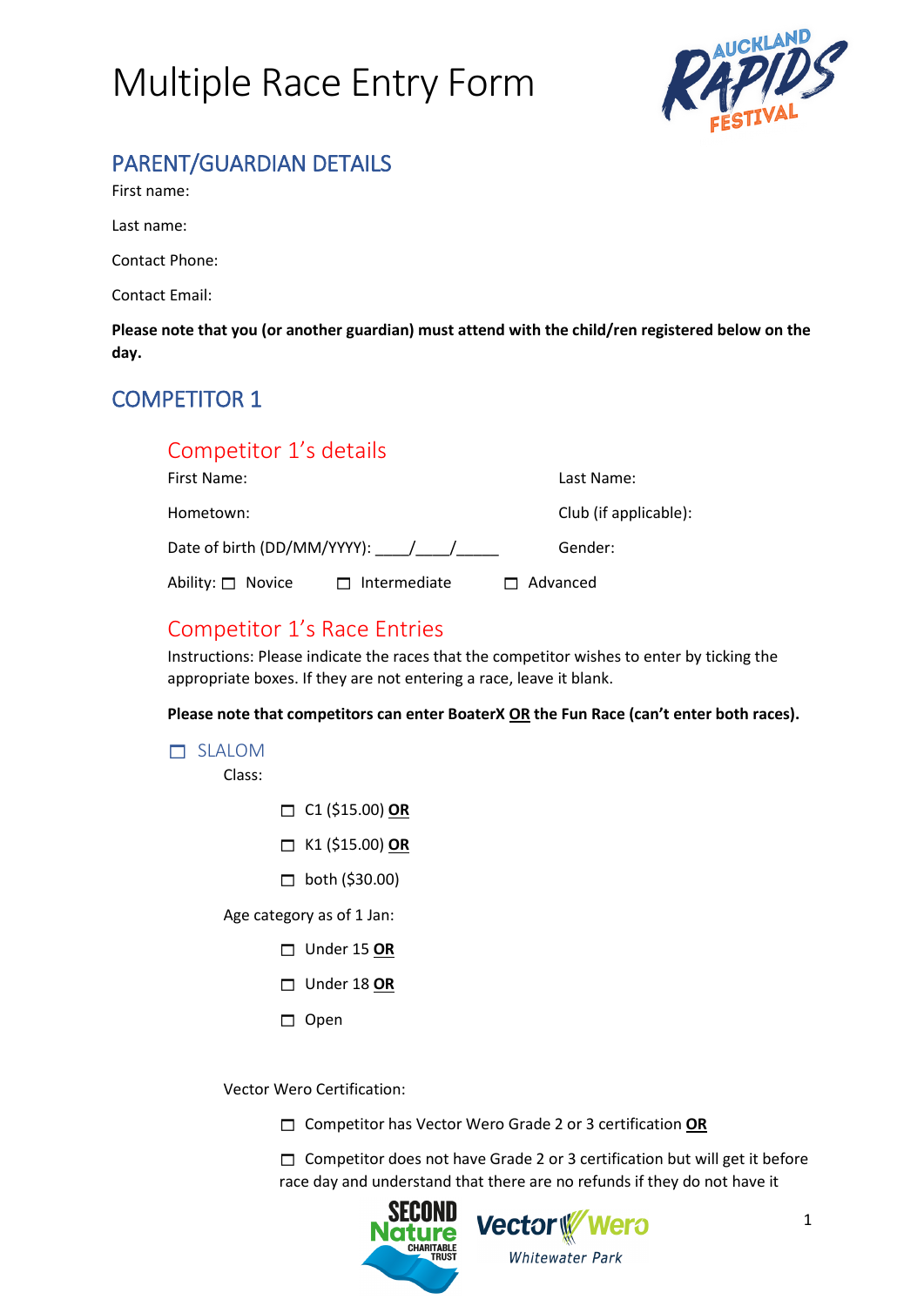# Multiple Race Entry Form

## PARENT/GUARDIAN DETAILS

First name:

Last name:

Contact Phone:

Contact Email:

**Please note that you (or another guardian) must attend with the child/ren registered below on the day.**

## COMPETITOR 1

### Competitor 1's details

First Name: Last Name:

Hometown: Club (if applicable):

Date of birth (DD/MM/YYYY): ____/____/_____ Gender:

Ability: ☐ Novice ☐ Intermediate ☐ Advanced

### Competitor 1's Race Entries

Instructions: Please indicate the races that the competitor wishes to enter by ticking the appropriate boxes. If they are not entering a race, leave it blank.

**Please note that competitors can enter BoaterX OR the Fun Race (can't enter both races).**

☐ SLALOM

Class:

- ☐ C1 ($15.00) **OR**
- ☐ K1 ($15.00) **OR**
- ☐ both ($30.00)

Age category as of 1 Jan:

- ☐ Under 15 **OR**
- ☐ Under 18 **OR**
- ☐ Open

Vector Wero Certification:

- ☐ Competitor has Vector Wero Grade 2 or 3 certification **OR**
- ☐ Competitor does not have Grade 2 or 3 certification but will get it before race day and understand that there are no refunds if they do not have it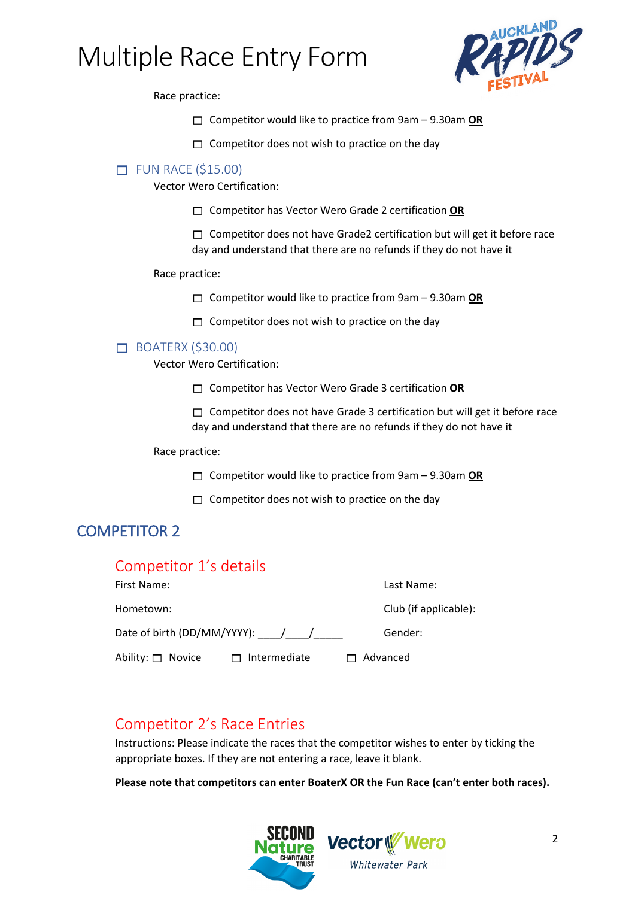# Multiple Race Entry Form

Race practice:

- ☐ Competitor would like to practice from 9am – 9.30am **OR**
- ☐ Competitor does not wish to practice on the day

☐ FUN RACE ($15.00)

Vector Wero Certification:

- ☐ Competitor has Vector Wero Grade 2 certification **OR**
- ☐ Competitor does not have Grade2 certification but will get it before race day and understand that there are no refunds if they do not have it

Race practice:

- ☐ Competitor would like to practice from 9am – 9.30am **OR**
- ☐ Competitor does not wish to practice on the day

☐ BOATERX ($30.00)

Vector Wero Certification:

- ☐ Competitor has Vector Wero Grade 3 certification **OR**
- ☐ Competitor does not have Grade 3 certification but will get it before race day and understand that there are no refunds if they do not have it

Race practice:

- ☐ Competitor would like to practice from 9am – 9.30am **OR**
- ☐ Competitor does not wish to practice on the day

## COMPETITOR 2

### Competitor 1's details

First Name: Last Name:

Hometown: Club (if applicable):

Date of birth (DD/MM/YYYY): \_\_\_\_/\_\_\_\_/\_\_\_\_\_ Gender:

Ability: ☐ Novice ☐ Intermediate ☐ Advanced

### Competitor 2's Race Entries

Instructions: Please indicate the races that the competitor wishes to enter by ticking the appropriate boxes. If they are not entering a race, leave it blank.

**Please note that competitors can enter BoaterX OR the Fun Race (can't enter both races).**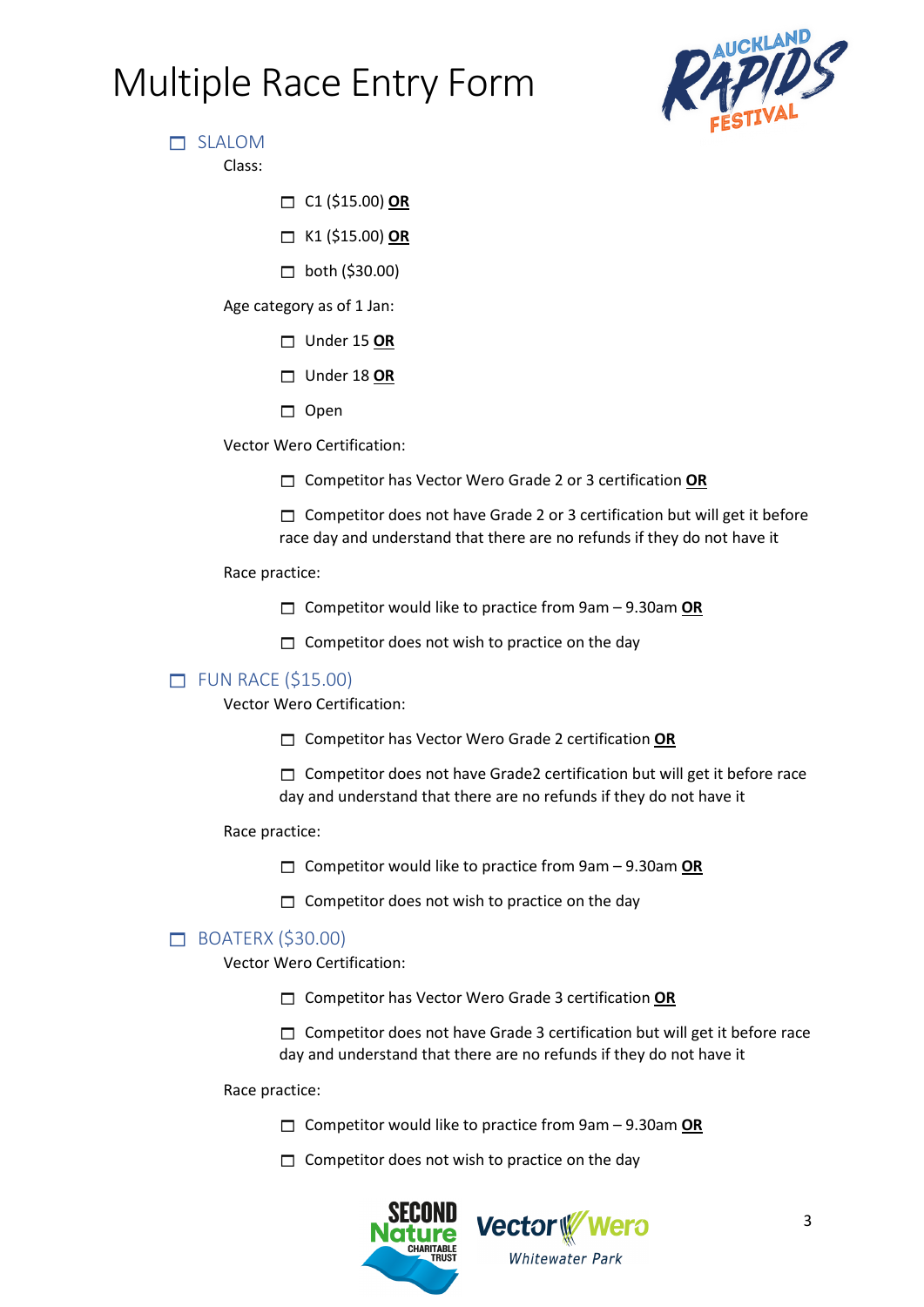# Multiple Race Entry Form

- ☐ SLALOM

  Class:

  - ☐ C1 ($15.00) **OR**
  - ☐ K1 ($15.00) **OR**
  - ☐ both ($30.00)

  Age category as of 1 Jan:

  - ☐ Under 15 **OR**
  - ☐ Under 18 **OR**
  - ☐ Open

  Vector Wero Certification:

  - ☐ Competitor has Vector Wero Grade 2 or 3 certification **OR**
  - ☐ Competitor does not have Grade 2 or 3 certification but will get it before race day and understand that there are no refunds if they do not have it

  Race practice:

  - ☐ Competitor would like to practice from 9am – 9.30am **OR**
  - ☐ Competitor does not wish to practice on the day

- ☐ FUN RACE ($15.00)

  Vector Wero Certification:

  - ☐ Competitor has Vector Wero Grade 2 certification **OR**
  - ☐ Competitor does not have Grade2 certification but will get it before race day and understand that there are no refunds if they do not have it

  Race practice:

  - ☐ Competitor would like to practice from 9am – 9.30am **OR**
  - ☐ Competitor does not wish to practice on the day

- ☐ BOATERX ($30.00)

  Vector Wero Certification:

  - ☐ Competitor has Vector Wero Grade 3 certification **OR**
  - ☐ Competitor does not have Grade 3 certification but will get it before race day and understand that there are no refunds if they do not have it

  Race practice:

  - ☐ Competitor would like to practice from 9am – 9.30am **OR**
  - ☐ Competitor does not wish to practice on the day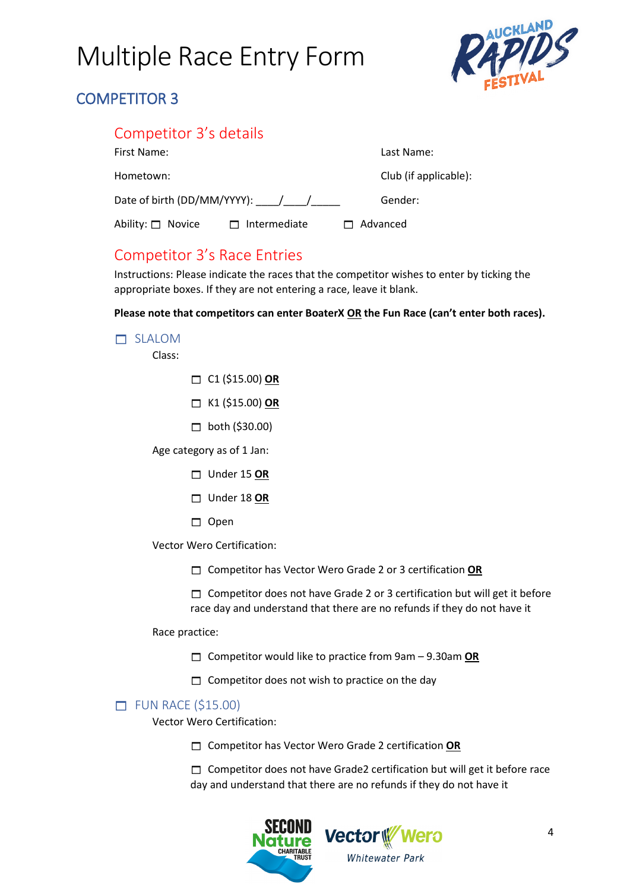# Multiple Race Entry Form

## COMPETITOR 3

### Competitor 3's details

First Name: Last Name:

Hometown: Club (if applicable):

Date of birth (DD/MM/YYYY): ____/____/_____ Gender:

Ability: ☐ Novice ☐ Intermediate ☐ Advanced

### Competitor 3's Race Entries

Instructions: Please indicate the races that the competitor wishes to enter by ticking the appropriate boxes. If they are not entering a race, leave it blank.

**Please note that competitors can enter BoaterX OR the Fun Race (can't enter both races).**

#### ☐ SLALOM

Class:

- ☐ C1 ($15.00) **OR**
- ☐ K1 ($15.00) **OR**
- ☐ both ($30.00)

Age category as of 1 Jan:

- ☐ Under 15 **OR**
- ☐ Under 18 **OR**
- ☐ Open

Vector Wero Certification:

- ☐ Competitor has Vector Wero Grade 2 or 3 certification **OR**
- ☐ Competitor does not have Grade 2 or 3 certification but will get it before race day and understand that there are no refunds if they do not have it

Race practice:

- ☐ Competitor would like to practice from 9am – 9.30am **OR**
- ☐ Competitor does not wish to practice on the day

#### ☐ FUN RACE ($15.00)

Vector Wero Certification:

- ☐ Competitor has Vector Wero Grade 2 certification **OR**
- ☐ Competitor does not have Grade2 certification but will get it before race day and understand that there are no refunds if they do not have it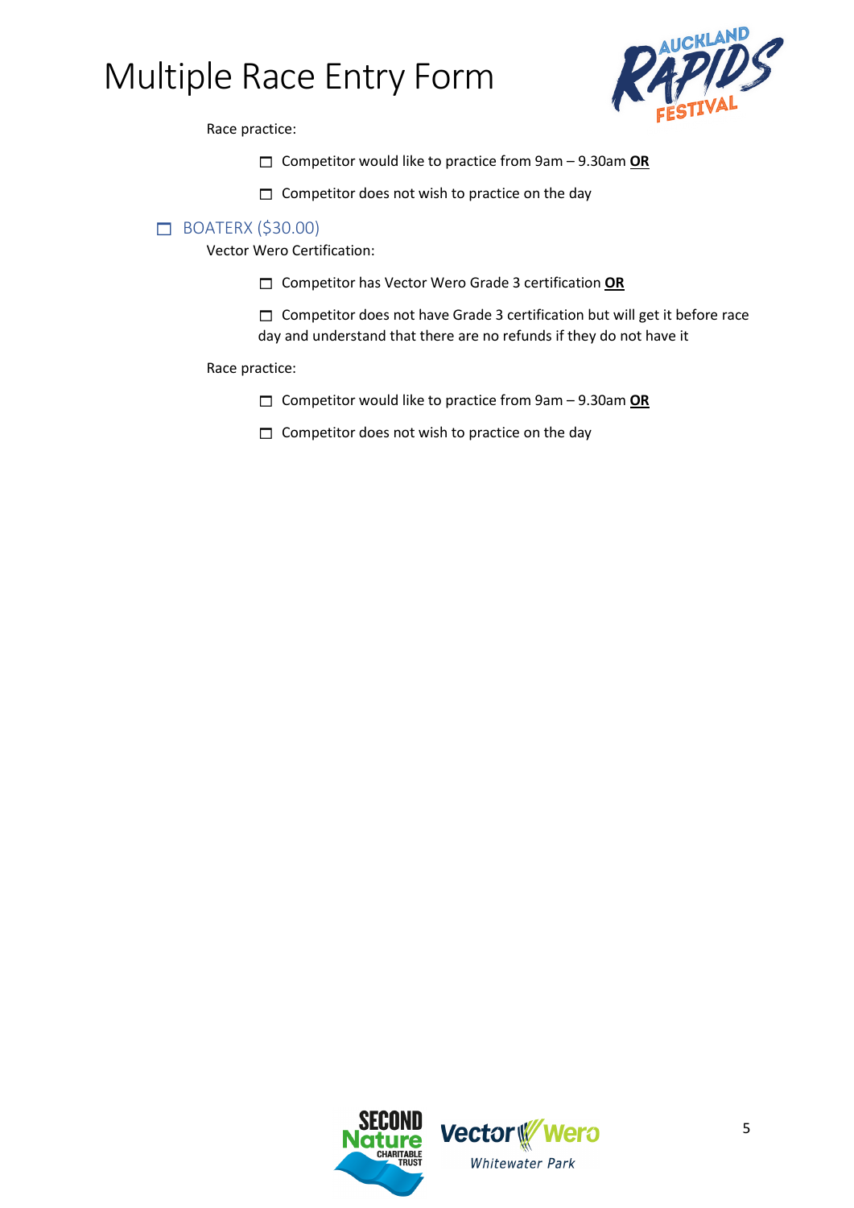# Multiple Race Entry Form

Race practice:

- ☐ Competitor would like to practice from 9am – 9.30am **OR**
- ☐ Competitor does not wish to practice on the day

☐ BOATERX ($30.00)

Vector Wero Certification:

- ☐ Competitor has Vector Wero Grade 3 certification **OR**
- ☐ Competitor does not have Grade 3 certification but will get it before race day and understand that there are no refunds if they do not have it

Race practice:

- ☐ Competitor would like to practice from 9am – 9.30am **OR**
- ☐ Competitor does not wish to practice on the day